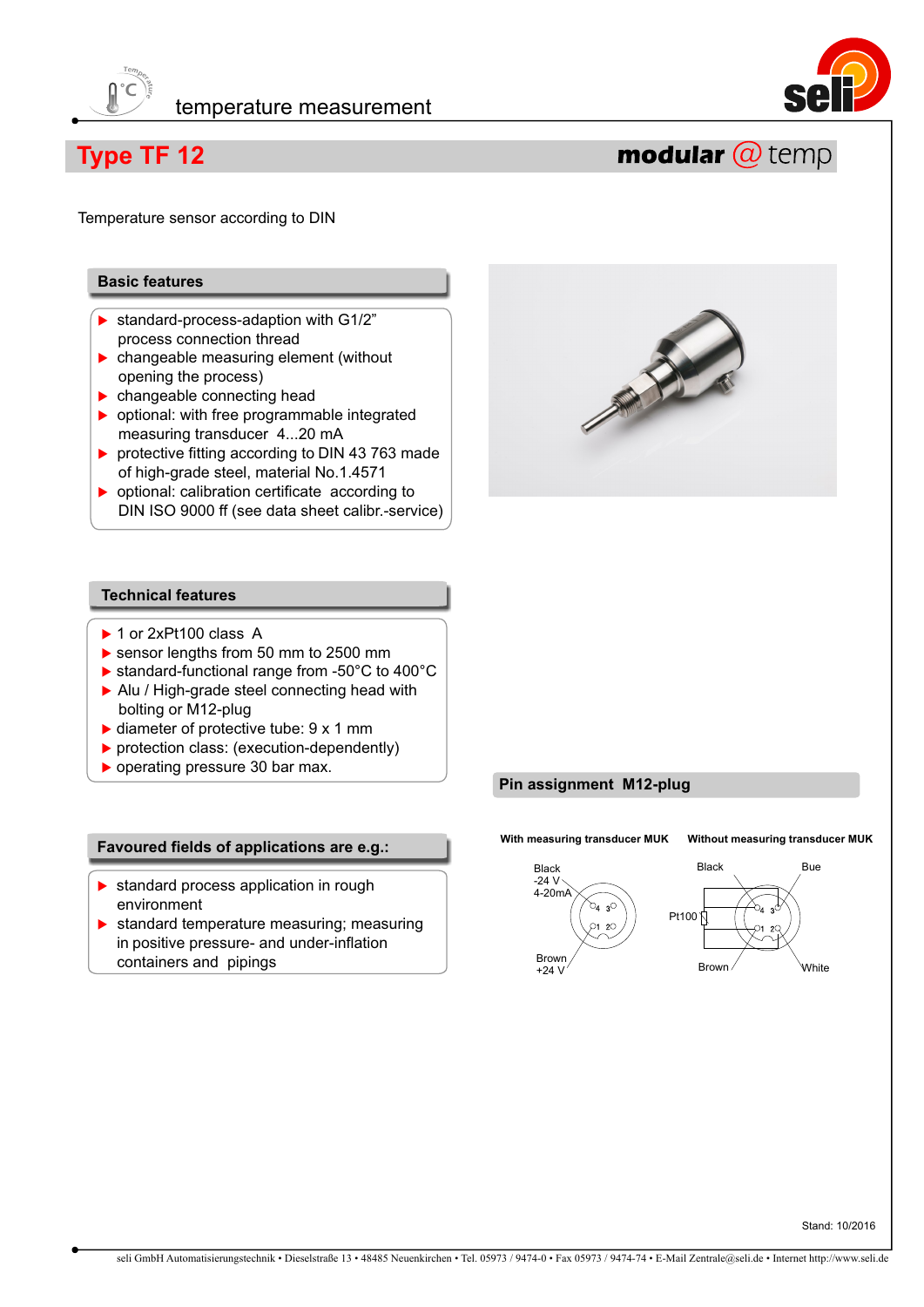temperature measurement

# Type TF 12

**modular @ temp**

Temperature sensor according to DIN

## Basic features

- standard-process-adaption with G1/2" process connection thread
- changeable measuring element (without opening the process)
- changeable connecting head
- optional: with free programmable integrated measuring transducer 4...20 mA
- protective fitting according to DIN 43 763 made of high-grade steel, material No.1.4571
- optional: calibration certificate according to DIN ISO 9000 ff (see data sheet calibr.-service)

## Technical features

- 1 or 2xPt100 class A
- sensor lengths from 50 mm to 2500 mm
- standard-functional range from -50°C to 400°C
- Alu / High-grade steel connecting head with bolting or M12-plug
- diameter of protective tube: 9 x 1 mm
- protection class: (execution-dependently)
- operating pressure 30 bar max.

## Favoured fields of applications are e.g.:

- standard process application in rough environment
- standard temperature measuring; measuring in positive pressure- and under-inflation containers and pipings

## Pin assignment M12-plug

**With measuring transducer MUK**

Black -24 V 4-20mA

Brown +24 V

**Without measuring transducer MUK**

Black, Bue, Pt100, Brown, White

Stand: 10/2016

seli GmbH Automatisierungstechnik • Dieselstraße 13 • 48485 Neuenkirchen • Tel. 05973 / 9474-0 • Fax 05973 / 9474-74 • E-Mail Zentrale@seli.de • Internet http://www.seli.de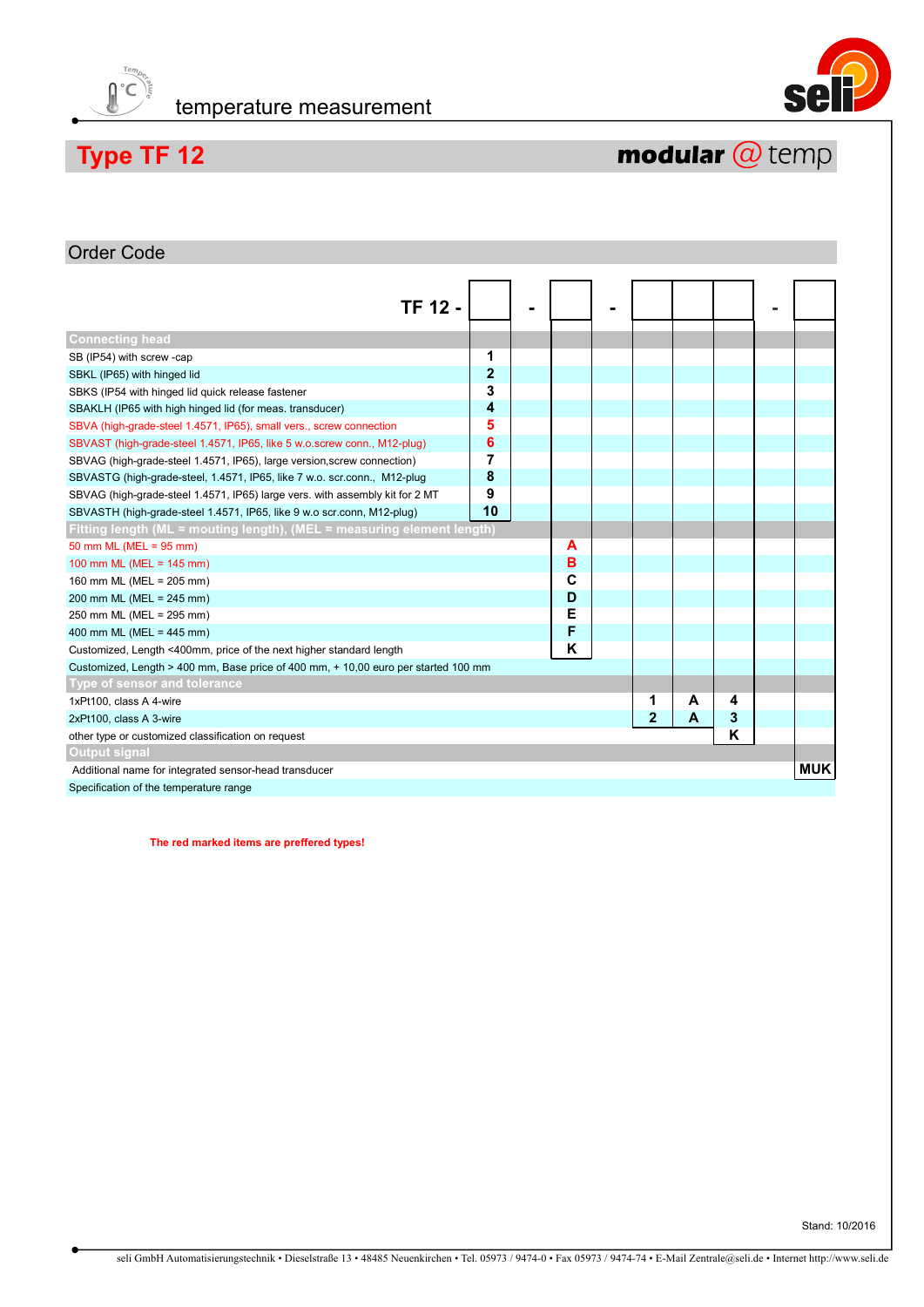temperature measurement

# Type TF 12

**modular @ temp**

## Order Code

| TF 12 - | | - | | - | | | | - | |
|---|---|---|---|---|---|---|---|---|---|
| **Connecting head** | | | | | | | | | |
| SB (IP54) with screw -cap | 1 | | | | | | | | |
| SBKL (IP65) with hinged lid | 2 | | | | | | | | |
| SBKS (IP54 with hinged lid quick release fastener | 3 | | | | | | | | |
| SBAKLH (IP65 with high hinged lid (for meas. transducer) | 4 | | | | | | | | |
| SBVA (high-grade-steel 1.4571, IP65), small vers., screw connection | 5 | | | | | | | | |
| SBVAST (high-grade-steel 1.4571, IP65, like 5 w.o.screw conn., M12-plug) | 6 | | | | | | | | |
| SBVAG (high-grade-steel 1.4571, IP65), large version,screw connection) | 7 | | | | | | | | |
| SBVASTG (high-grade-steel, 1.4571, IP65, like 7 w.o. scr.conn., M12-plug | 8 | | | | | | | | |
| SBVAG (high-grade-steel 1.4571, IP65) large vers. with assembly kit for 2 MT | 9 | | | | | | | | |
| SBVASTH (high-grade-steel 1.4571, IP65, like 9 w.o scr.conn, M12-plug) | 10 | | | | | | | | |
| **Fitting length (ML = mouting length), (MEL = measuring element length)** | | | | | | | | | |
| 50 mm ML (MEL = 95 mm) | | | A | | | | | | |
| 100 mm ML (MEL = 145 mm) | | | B | | | | | | |
| 160 mm ML (MEL = 205 mm) | | | C | | | | | | |
| 200 mm ML (MEL = 245 mm) | | | D | | | | | | |
| 250 mm ML (MEL = 295 mm) | | | E | | | | | | |
| 400 mm ML (MEL = 445 mm) | | | F | | | | | | |
| Customized, Length <400mm, price of the next higher standard length | | | K | | | | | | |
| Customized, Length > 400 mm, Base price of 400 mm, + 10,00 euro per started 100 mm | | | | | | | | | |
| **Type of sensor and tolerance** | | | | | | | | | |
| 1xPt100, class A 4-wire | | | | | 1 | A | 4 | | |
| 2xPt100, class A 3-wire | | | | | 2 | A | 3 | | |
| other type or customized classification on request | | | | | | | K | | |
| **Output signal** | | | | | | | | | |
| Additional name for integrated sensor-head transducer | | | | | | | | | MUK |
| Specification of the temperature range | | | | | | | | | |

**The red marked items are preffered types!**

Stand: 10/2016

seli GmbH Automatisierungstechnik • Dieselstraße 13 • 48485 Neuenkirchen • Tel. 05973 / 9474-0 • Fax 05973 / 9474-74 • E-Mail Zentrale@seli.de • Internet http://www.seli.de